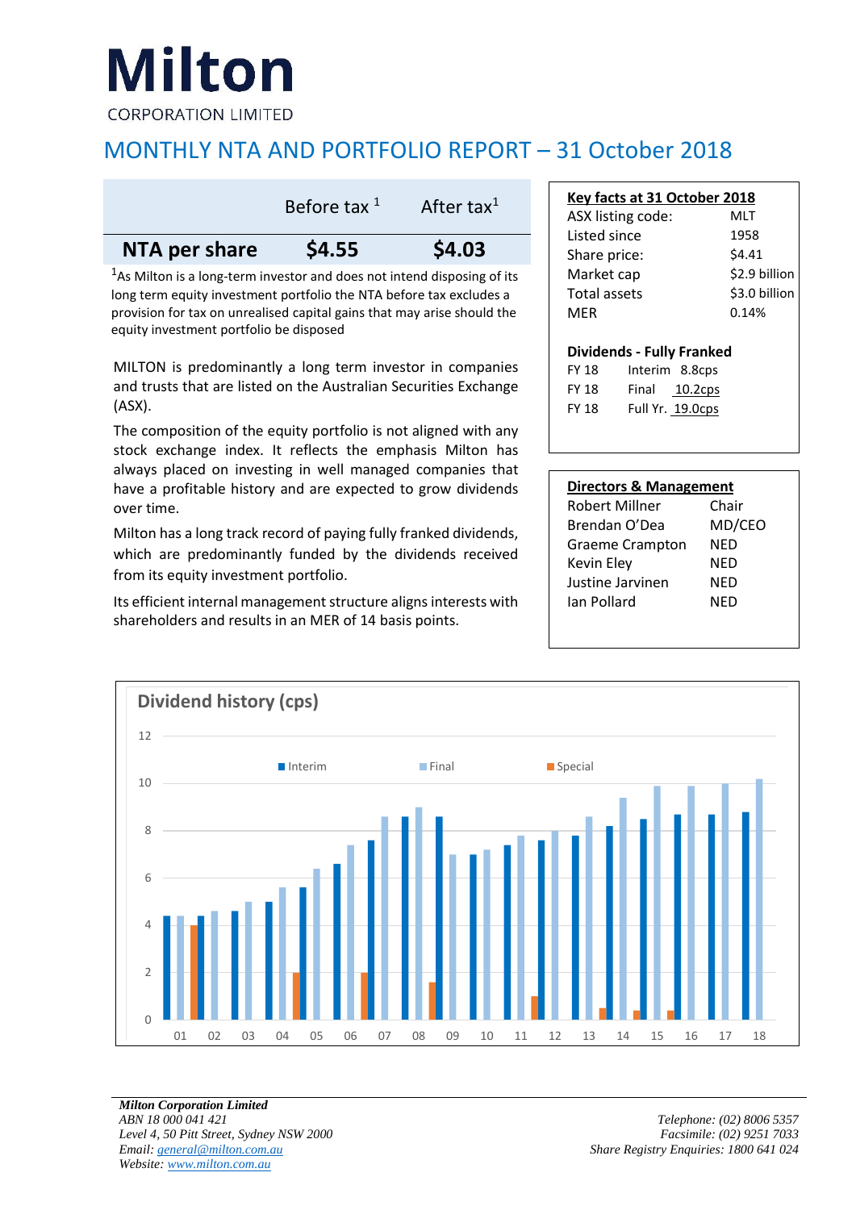# Milton

CORPORATION LIMITED

## MONTHLY NTA AND PORTFOLIO REPORT – 31 October 2018

| | Before tax [1] | After tax[1] |
|---|---|---|
| **NTA per share** | **$4.55** | **$4.03** |

[1]As Milton is a long-term investor and does not intend disposing of its long term equity investment portfolio the NTA before tax excludes a provision for tax on unrealised capital gains that may arise should the equity investment portfolio be disposed

MILTON is predominantly a long term investor in companies and trusts that are listed on the Australian Securities Exchange (ASX).

The composition of the equity portfolio is not aligned with any stock exchange index. It reflects the emphasis Milton has always placed on investing in well managed companies that have a profitable history and are expected to grow dividends over time.

Milton has a long track record of paying fully franked dividends, which are predominantly funded by the dividends received from its equity investment portfolio.

Its efficient internal management structure aligns interests with shareholders and results in an MER of 14 basis points.

**Key facts at 31 October 2018**

| | |
|---|---|
| ASX listing code: | MLT |
| Listed since | 1958 |
| Share price: | $4.41 |
| Market cap | $2.9 billion |
| Total assets | $3.0 billion |
| MER | 0.14% |

**Dividends - Fully Franked**

| | | |
|---|---|---|
| FY 18 | Interim | 8.8cps |
| FY 18 | Final | 10.2cps |
| FY 18 | Full Yr. | 19.0cps |

**Directors & Management**

| | |
|---|---|
| Robert Millner | Chair |
| Brendan O'Dea | MD/CEO |
| Graeme Crampton | NED |
| Kevin Eley | NED |
| Justine Jarvinen | NED |
| Ian Pollard | NED |

**Dividend history (cps)**

| Year | Interim | Final | Special |
|---|---|---|---|
| 01 | 4.4 | 4.4 | 4.0 |
| 02 | 4.4 | 4.6 | |
| 03 | 4.6 | 5.0 | |
| 04 | 5.0 | 5.6 | 2.0 |
| 05 | 5.6 | 6.4 | |
| 06 | 6.6 | 7.4 | 2.0 |
| 07 | 7.6 | 8.6 | |
| 08 | 8.6 | 9.0 | 1.6 |
| 09 | 8.6 | 7.0 | |
| 10 | 7.0 | 7.2 | |
| 11 | 7.4 | 7.8 | 1.0 |
| 12 | 7.6 | 8.0 | |
| 13 | 7.8 | 8.6 | 0.5 |
| 14 | 8.2 | 9.4 | 0.4 |
| 15 | 8.5 | 9.9 | 0.4 |
| 16 | 8.7 | 9.9 | |
| 17 | 8.7 | 10.0 | |
| 18 | 8.8 | 10.2 | |

*Milton Corporation Limited*
*ABN 18 000 041 421*
*Level 4, 50 Pitt Street, Sydney NSW 2000*
*Email: general@milton.com.au*
*Website: www.milton.com.au*

*Telephone: (02) 8006 5357*
*Facsimile: (02) 9251 7033*
*Share Registry Enquiries: 1800 641 024*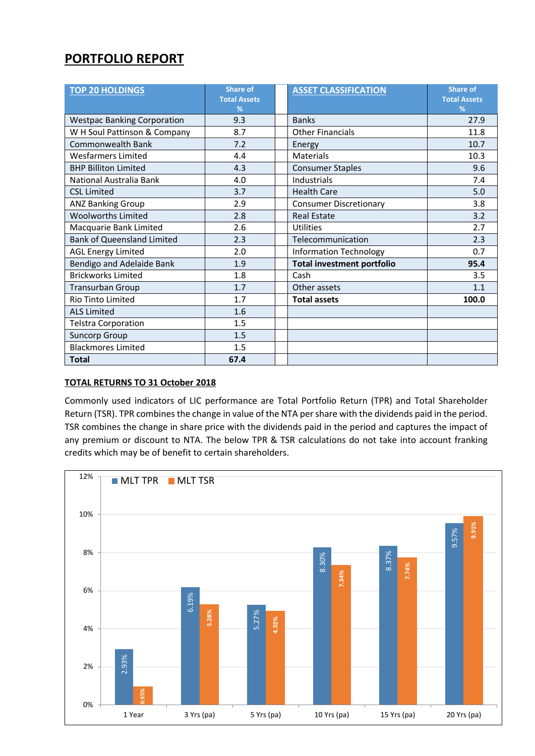# PORTFOLIO REPORT

| TOP 20 HOLDINGS | Share of Total Assets % | | ASSET CLASSIFICATION | Share of Total Assets % |
|---|---|---|---|---|
| Westpac Banking Corporation | 9.3 | | Banks | 27.9 |
| W H Soul Pattinson & Company | 8.7 | | Other Financials | 11.8 |
| Commonwealth Bank | 7.2 | | Energy | 10.7 |
| Wesfarmers Limited | 4.4 | | Materials | 10.3 |
| BHP Billiton Limited | 4.3 | | Consumer Staples | 9.6 |
| National Australia Bank | 4.0 | | Industrials | 7.4 |
| CSL Limited | 3.7 | | Health Care | 5.0 |
| ANZ Banking Group | 2.9 | | Consumer Discretionary | 3.8 |
| Woolworths Limited | 2.8 | | Real Estate | 3.2 |
| Macquarie Bank Limited | 2.6 | | Utilities | 2.7 |
| Bank of Queensland Limited | 2.3 | | Telecommunication | 2.3 |
| AGL Energy Limited | 2.0 | | Information Technology | 0.7 |
| Bendigo and Adelaide Bank | 1.9 | | **Total investment portfolio** | **95.4** |
| Brickworks Limited | 1.8 | | Cash | 3.5 |
| Transurban Group | 1.7 | | Other assets | 1.1 |
| Rio Tinto Limited | 1.7 | | **Total assets** | **100.0** |
| ALS Limited | 1.6 | | | |
| Telstra Corporation | 1.5 | | | |
| Suncorp Group | 1.5 | | | |
| Blackmores Limited | 1.5 | | | |
| **Total** | **67.4** | | | |

**TOTAL RETURNS TO 31 October 2018**

Commonly used indicators of LIC performance are Total Portfolio Return (TPR) and Total Shareholder Return (TSR). TPR combines the change in value of the NTA per share with the dividends paid in the period. TSR combines the change in share price with the dividends paid in the period and captures the impact of any premium or discount to NTA. The below TPR & TSR calculations do not take into account franking credits which may be of benefit to certain shareholders.

MLT TPR
MLT TSR

12%
10%
8%
6%
4%
2%
0%

1 Year: 2.93% 0.95%
3 Yrs (pa): 6.19% 5.28%
5 Yrs (pa): 5.27% 4.92%
10 Yrs (pa): 8.30% 7.34%
15 Yrs (pa): 8.37% 7.74%
20 Yrs (pa): 9.57% 9.91%